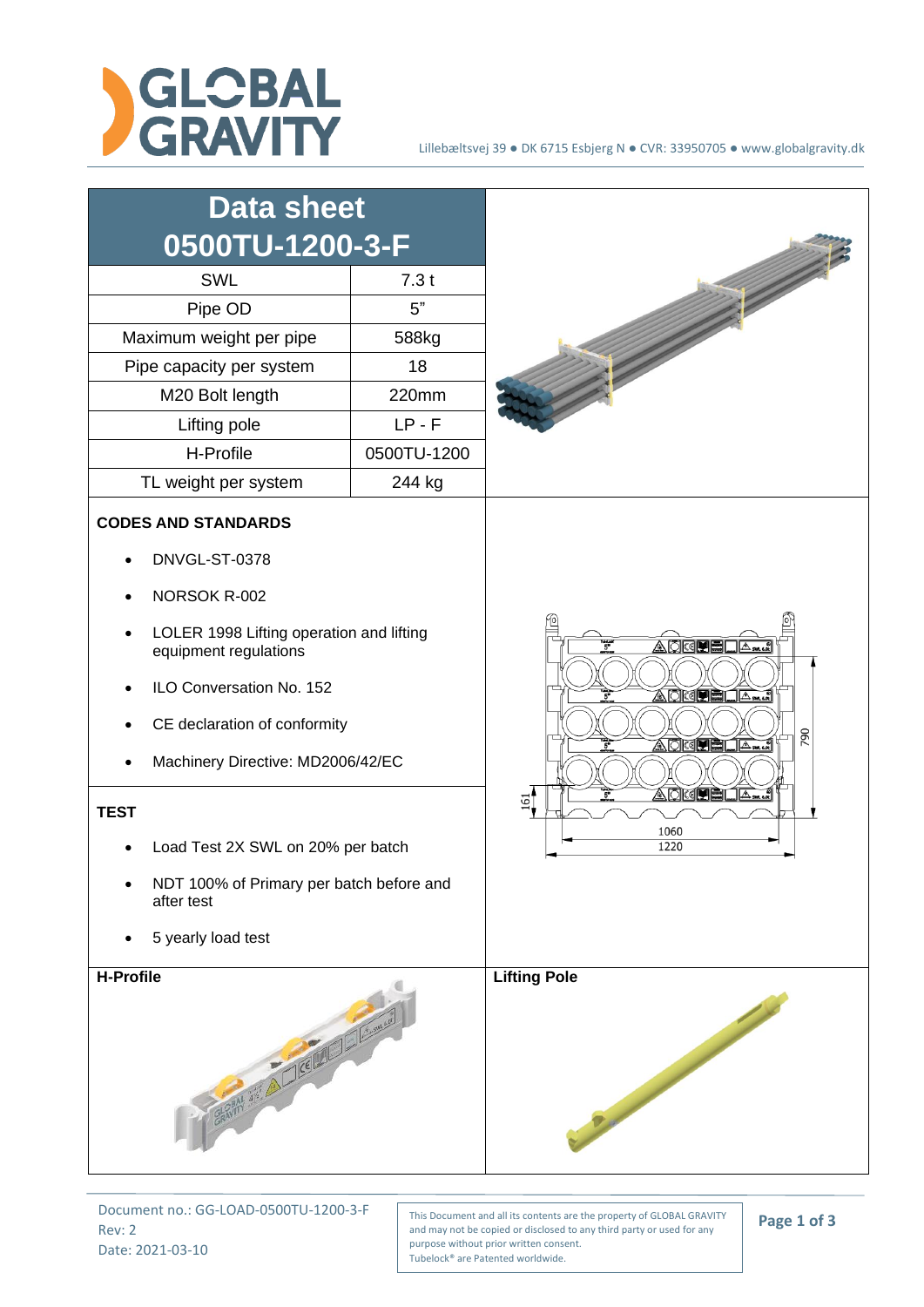# GLOBAL GRAVITY

Lillebæltsvej 39 ● DK 6715 Esbjerg N ● CVR: 33950705 ● www.globalgravity.dk

## Data sheet 0500TU-1200-3-F

| SWL | 7.3 t |
|---|---|
| Pipe OD | 5" |
| Maximum weight per pipe | 588kg |
| Pipe capacity per system | 18 |
| M20 Bolt length | 220mm |
| Lifting pole | LP - F |
| H-Profile | 0500TU-1200 |
| TL weight per system | 244 kg |

**CODES AND STANDARDS**

- DNVGL-ST-0378
- NORSOK R-002
- LOLER 1998 Lifting operation and lifting equipment regulations
- ILO Conversation No. 152
- CE declaration of conformity
- Machinery Directive: MD2006/42/EC

**TEST**

- Load Test 2X SWL on 20% per batch
- NDT 100% of Primary per batch before and after test
- 5 yearly load test

**H-Profile**

**Lifting Pole**

Document no.: GG-LOAD-0500TU-1200-3-F
Rev: 2
Date: 2021-03-10

This Document and all its contents are the property of GLOBAL GRAVITY and may not be copied or disclosed to any third party or used for any purpose without prior written consent.
Tubelock® are Patented worldwide.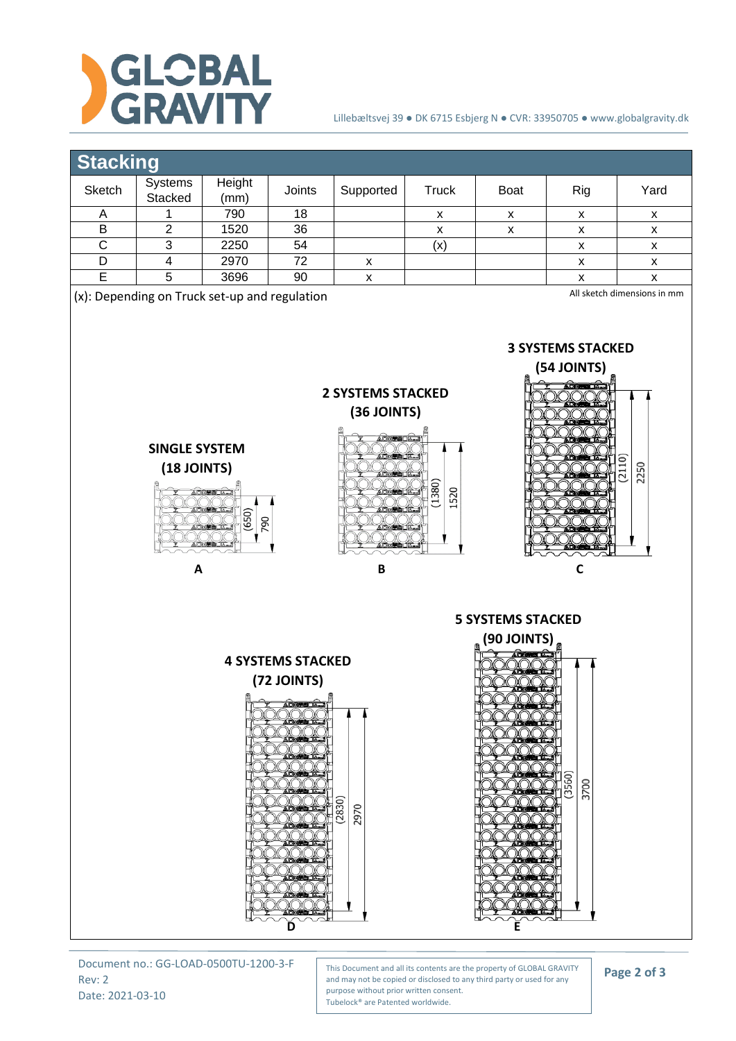## Stacking

| Sketch | Systems Stacked | Height (mm) | Joints | Supported | Truck | Boat | Rig | Yard |
|---|---|---|---|---|---|---|---|---|
| A | 1 | 790 | 18 | | x | x | x | x |
| B | 2 | 1520 | 36 | | x | x | x | x |
| C | 3 | 2250 | 54 | | (x) | | x | x |
| D | 4 | 2970 | 72 | x | | | x | x |
| E | 5 | 3696 | 90 | x | | | x | x |

(x): Depending on Truck set-up and regulation

All sketch dimensions in mm

**SINGLE SYSTEM (18 JOINTS)**

(650) 790

**A**

**2 SYSTEMS STACKED (36 JOINTS)**

(1380) 1520

**B**

**3 SYSTEMS STACKED (54 JOINTS)**

(2110) 2250

**C**

**4 SYSTEMS STACKED (72 JOINTS)**

(2830) 2970

**D**

**5 SYSTEMS STACKED (90 JOINTS)**

(3560) 3700

**E**

Document no.: GG-LOAD-0500TU-1200-3-F
Rev: 2
Date: 2021-03-10

This Document and all its contents are the property of GLOBAL GRAVITY and may not be copied or disclosed to any third party or used for any purpose without prior written consent.
Tubelock® are Patented worldwide.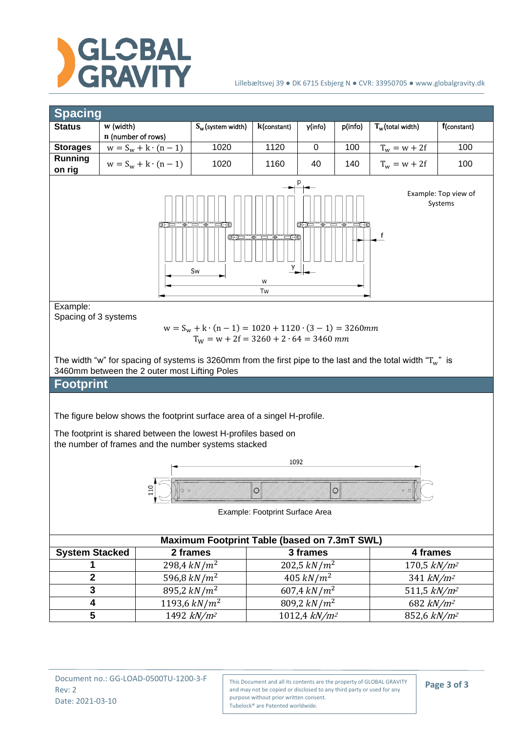## Spacing

| Status | w (width) n (number of rows) | $S_w$ (system width) | k (constant) | y (info) | p (info) | $T_w$ (total width) | f (constant) |
|---|---|---|---|---|---|---|---|
| **Storages** | $w = S_w + k \cdot (n-1)$ | 1020 | 1120 | 0 | 100 | $T_w = w + 2f$ | 100 |
| **Running on rig** | $w = S_w + k \cdot (n-1)$ | 1020 | 1160 | 40 | 140 | $T_w = w + 2f$ | 100 |

Example: Top view of Systems

p

f

Sw

y

w

Tw

Example:
Spacing of 3 systems

$$w = S_w + k \cdot (n-1) = 1020 + 1120 \cdot (3-1) = 3260mm$$
$$T_w = w + 2f = 3260 + 2 \cdot 64 = 3460\ mm$$

The width "w" for spacing of systems is 3260mm from the first pipe to the last and the total width "$T_w$" is 3460mm between the 2 outer most Lifting Poles

## Footprint

The figure below shows the footprint surface area of a singel H-profile.

The footprint is shared between the lowest H-profiles based on the number of frames and the number systems stacked

1092

110

Example: Footprint Surface Area

**Maximum Footprint Table (based on 7.3mT SWL)**

| System Stacked | 2 frames | 3 frames | 4 frames |
|---|---|---|---|
| **1** | 298,4 $kN/m^2$ | 202,5 $kN/m^2$ | 170,5 $kN/m^2$ |
| **2** | 596,8 $kN/m^2$ | 405 $kN/m^2$ | 341 $kN/m^2$ |
| **3** | 895,2 $kN/m^2$ | 607,4 $kN/m^2$ | 511,5 $kN/m^2$ |
| **4** | 1193,6 $kN/m^2$ | 809,2 $kN/m^2$ | 682 $kN/m^2$ |
| **5** | 1492 $kN/m^2$ | 1012,4 $kN/m^2$ | 852,6 $kN/m^2$ |

Document no.: GG-LOAD-0500TU-1200-3-F
Rev: 2
Date: 2021-03-10

This Document and all its contents are the property of GLOBAL GRAVITY and may not be copied or disclosed to any third party or used for any purpose without prior written consent.
Tubelock® are Patented worldwide.